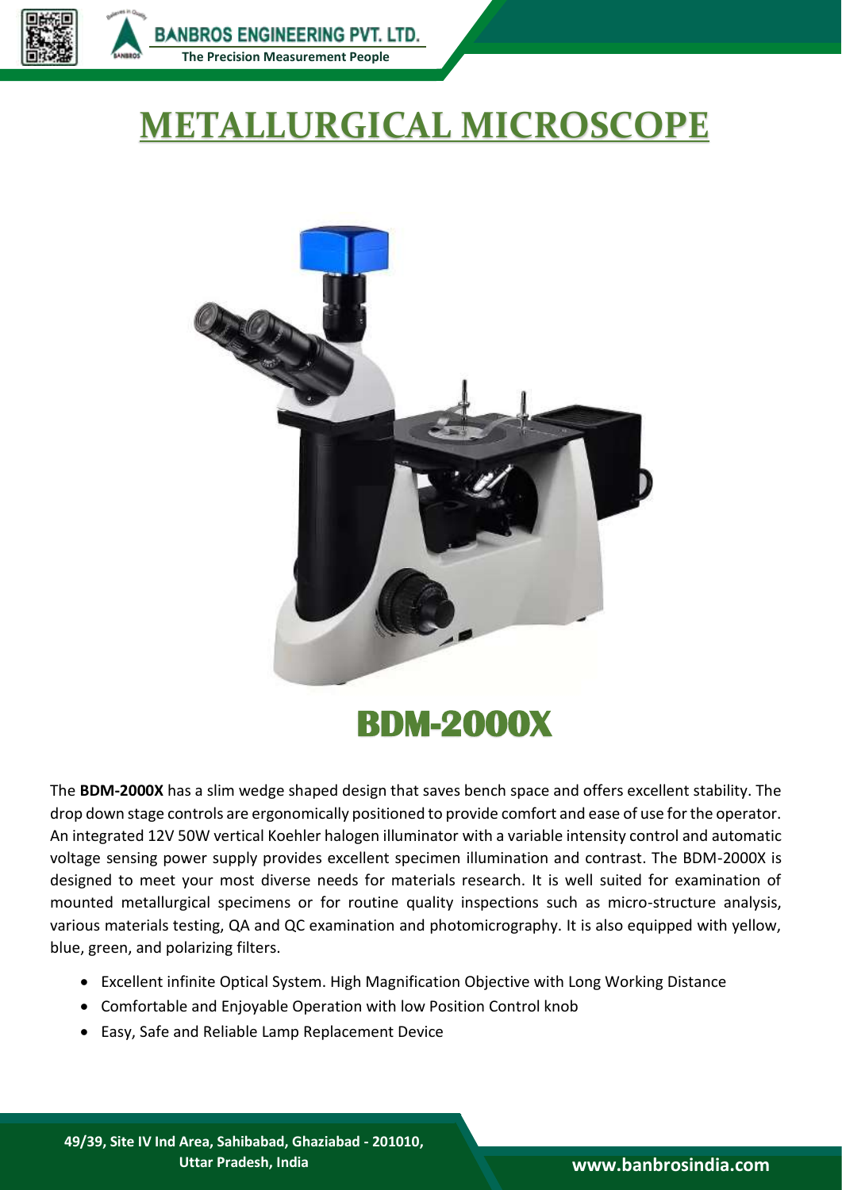# METALLURGICAL MICROSCOPE

## BDM-2000X

The **BDM-2000X** has a slim wedge shaped design that saves bench space and offers excellent stability. The drop down stage controls are ergonomically positioned to provide comfort and ease of use for the operator. An integrated 12V 50W vertical Koehler halogen illuminator with a variable intensity control and automatic voltage sensing power supply provides excellent specimen illumination and contrast. The BDM-2000X is designed to meet your most diverse needs for materials research. It is well suited for examination of mounted metallurgical specimens or for routine quality inspections such as micro-structure analysis, various materials testing, QA and QC examination and photomicrography. It is also equipped with yellow, blue, green, and polarizing filters.

- Excellent infinite Optical System. High Magnification Objective with Long Working Distance
- Comfortable and Enjoyable Operation with low Position Control knob
- Easy, Safe and Reliable Lamp Replacement Device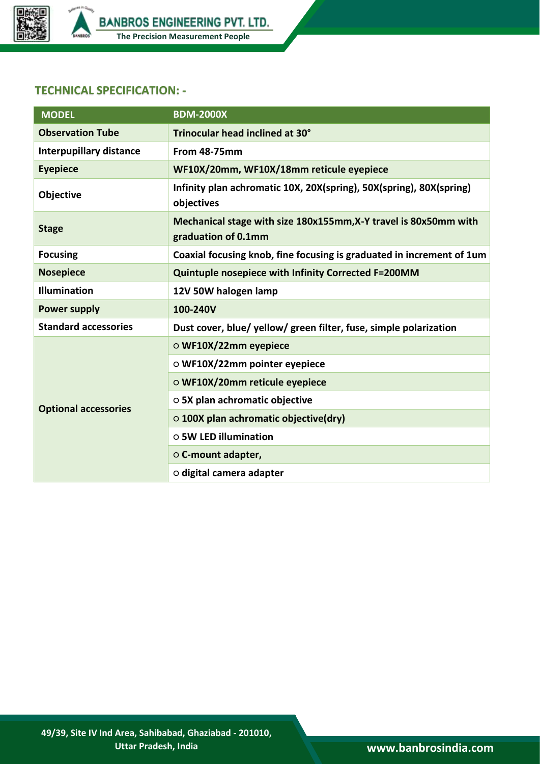## TECHNICAL SPECIFICATION: -

| MODEL | BDM-2000X |
|---|---|
| Observation Tube | Trinocular head inclined at 30° |
| Interpupillary distance | From 48-75mm |
| Eyepiece | WF10X/20mm, WF10X/18mm reticule eyepiece |
| Objective | Infinity plan achromatic 10X, 20X(spring), 50X(spring), 80X(spring) objectives |
| Stage | Mechanical stage with size 180x155mm,X-Y travel is 80x50mm with graduation of 0.1mm |
| Focusing | Coaxial focusing knob, fine focusing is graduated in increment of 1um |
| Nosepiece | Quintuple nosepiece with Infinity Corrected F=200MM |
| Illumination | 12V 50W halogen lamp |
| Power supply | 100-240V |
| Standard accessories | Dust cover, blue/ yellow/ green filter, fuse, simple polarization |
| Optional accessories | ○ WF10X/22mm eyepiece |
| | ○ WF10X/22mm pointer eyepiece |
| | ○ WF10X/20mm reticule eyepiece |
| | ○ 5X plan achromatic objective |
| | ○ 100X plan achromatic objective(dry) |
| | ○ 5W LED illumination |
| | ○ C-mount adapter, |
| | ○ digital camera adapter |